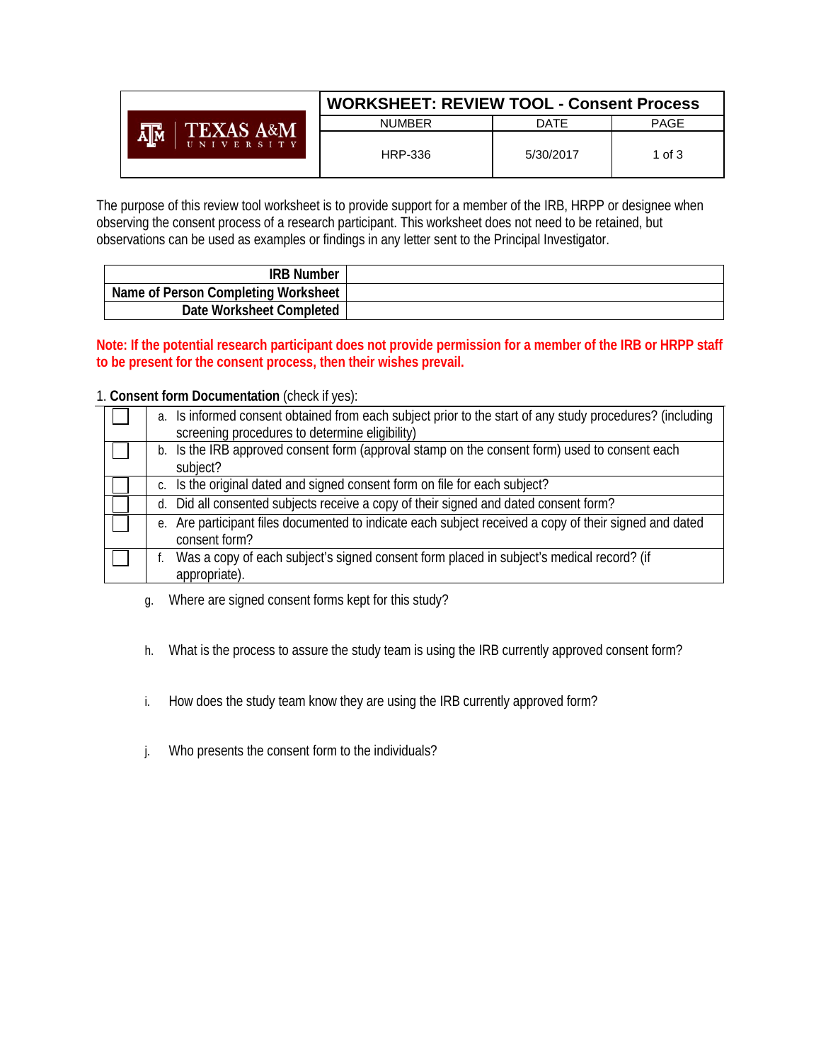| TEXAS A&M UNIVERSITY | WORKSHEET: REVIEW TOOL - Consent Process | | |
|---|---|---|---|
| | NUMBER | DATE | PAGE |
| | HRP-336 | 5/30/2017 | 1 of 3 |

The purpose of this review tool worksheet is to provide support for a member of the IRB, HRPP or designee when observing the consent process of a research participant. This worksheet does not need to be retained, but observations can be used as examples or findings in any letter sent to the Principal Investigator.

| | |
|---|---|
| **IRB Number** | |
| **Name of Person Completing Worksheet** | |
| **Date Worksheet Completed** | |

**Note: If the potential research participant does not provide permission for a member of the IRB or HRPP staff to be present for the consent process, then their wishes prevail.**

1. **Consent form Documentation** (check if yes):

| | |
|---|---|
| ☐ | a. Is informed consent obtained from each subject prior to the start of any study procedures? (including screening procedures to determine eligibility) |
| ☐ | b. Is the IRB approved consent form (approval stamp on the consent form) used to consent each subject? |
| ☐ | c. Is the original dated and signed consent form on file for each subject? |
| ☐ | d. Did all consented subjects receive a copy of their signed and dated consent form? |
| ☐ | e. Are participant files documented to indicate each subject received a copy of their signed and dated consent form? |
| ☐ | f. Was a copy of each subject's signed consent form placed in subject's medical record? (if appropriate). |

g. Where are signed consent forms kept for this study?

h. What is the process to assure the study team is using the IRB currently approved consent form?

i. How does the study team know they are using the IRB currently approved form?

j. Who presents the consent form to the individuals?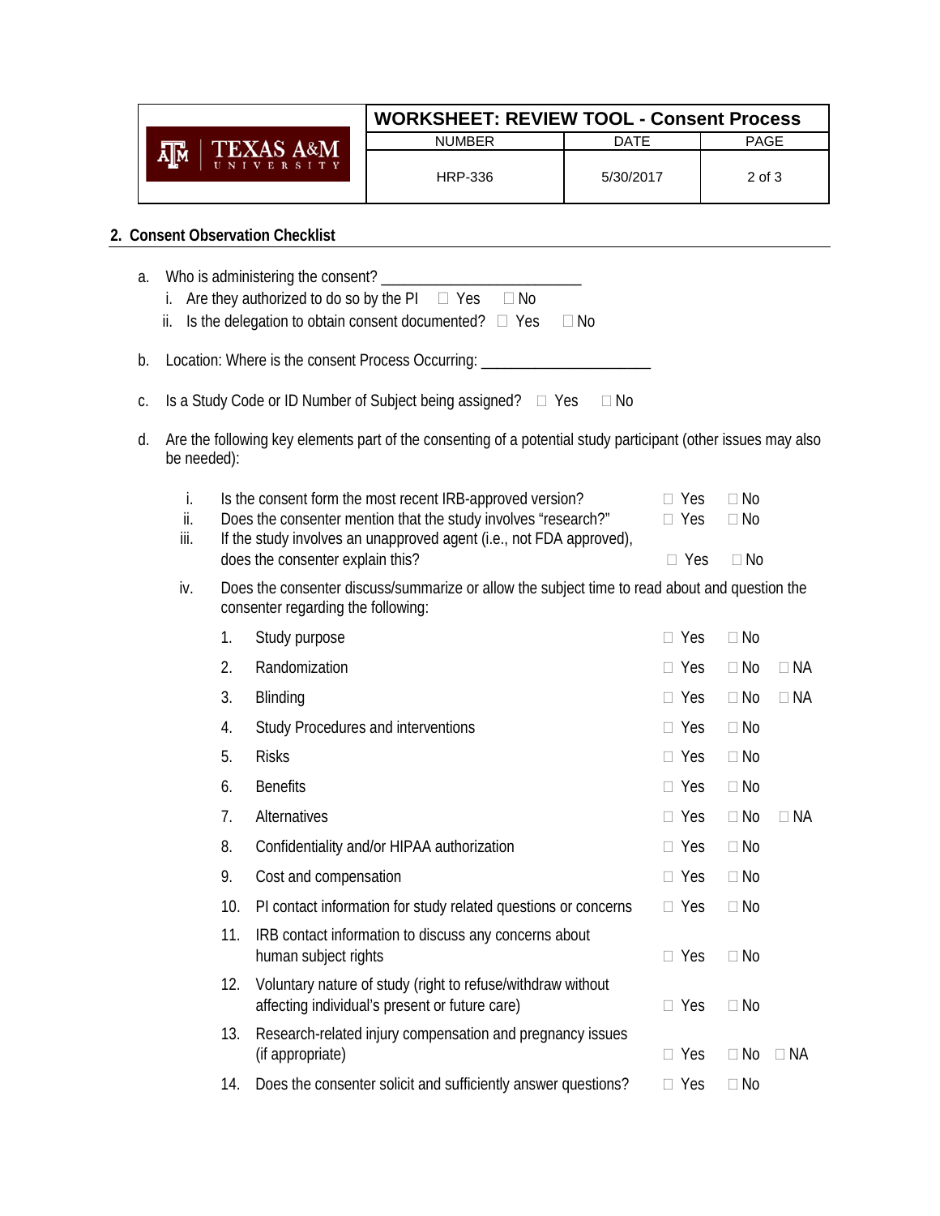## 2. Consent Observation Checklist

a. Who is administering the consent? ________________________
   i. Are they authorized to do so by the PI ☐ Yes ☐ No
   ii. Is the delegation to obtain consent documented? ☐ Yes ☐ No

b. Location: Where is the consent Process Occurring: ____________________

c. Is a Study Code or ID Number of Subject being assigned? ☐ Yes ☐ No

d. Are the following key elements part of the consenting of a potential study participant (other issues may also be needed):

   i. Is the consent form the most recent IRB-approved version? ☐ Yes ☐ No
   ii. Does the consenter mention that the study involves "research?" ☐ Yes ☐ No
   iii. If the study involves an unapproved agent (i.e., not FDA approved), does the consenter explain this? ☐ Yes ☐ No
   iv. Does the consenter discuss/summarize or allow the subject time to read about and question the consenter regarding the following:

| | Item | Yes | No | NA |
|---|---|---|---|---|
| 1. | Study purpose | ☐ Yes | ☐ No | |
| 2. | Randomization | ☐ Yes | ☐ No | ☐ NA |
| 3. | Blinding | ☐ Yes | ☐ No | ☐ NA |
| 4. | Study Procedures and interventions | ☐ Yes | ☐ No | |
| 5. | Risks | ☐ Yes | ☐ No | |
| 6. | Benefits | ☐ Yes | ☐ No | |
| 7. | Alternatives | ☐ Yes | ☐ No | ☐ NA |
| 8. | Confidentiality and/or HIPAA authorization | ☐ Yes | ☐ No | |
| 9. | Cost and compensation | ☐ Yes | ☐ No | |
| 10. | PI contact information for study related questions or concerns | ☐ Yes | ☐ No | |
| 11. | IRB contact information to discuss any concerns about human subject rights | ☐ Yes | ☐ No | |
| 12. | Voluntary nature of study (right to refuse/withdraw without affecting individual's present or future care) | ☐ Yes | ☐ No | |
| 13. | Research-related injury compensation and pregnancy issues (if appropriate) | ☐ Yes | ☐ No | ☐ NA |
| 14. | Does the consenter solicit and sufficiently answer questions? | ☐ Yes | ☐ No | |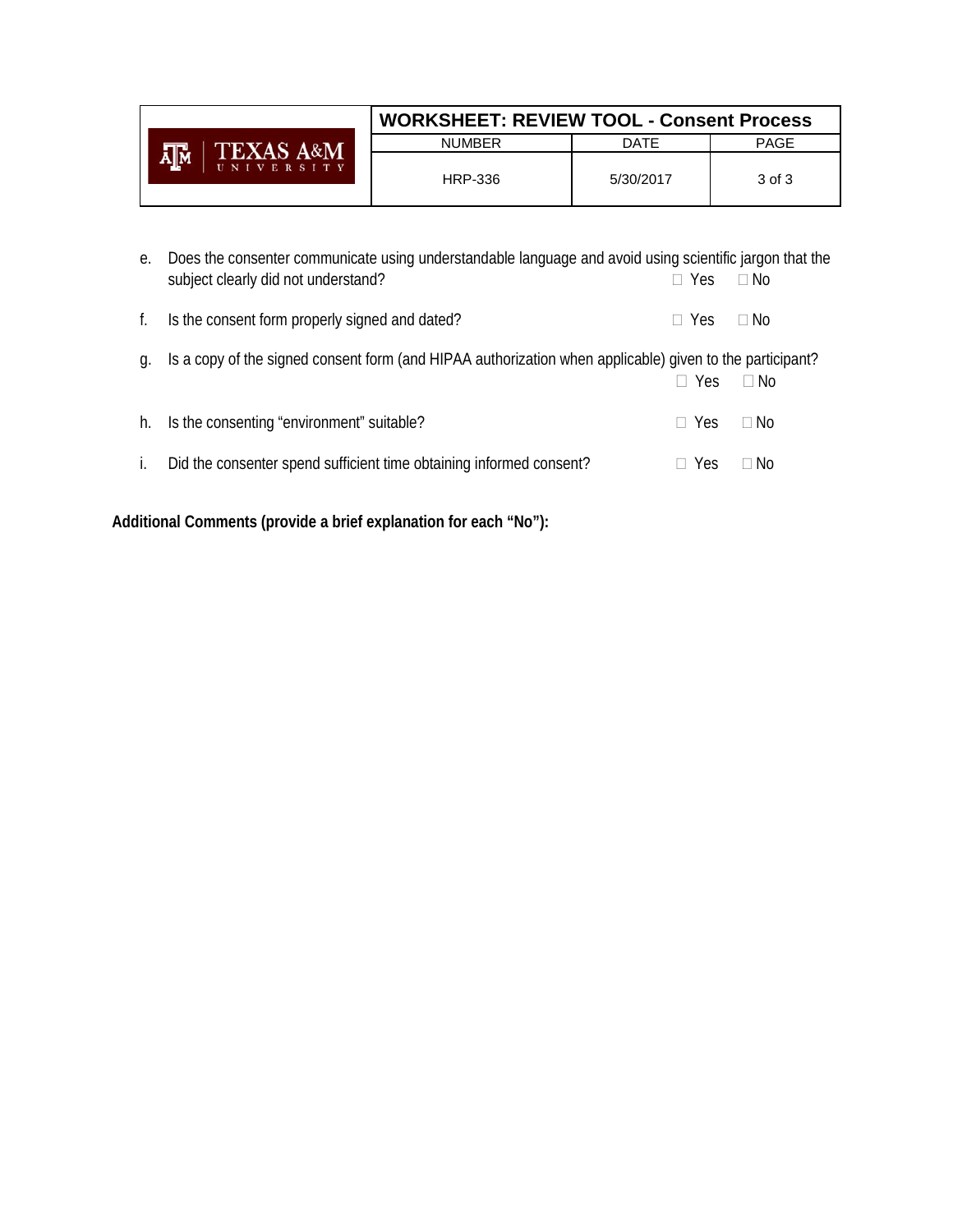e. Does the consenter communicate using understandable language and avoid using scientific jargon that the subject clearly did not understand? ☐ Yes ☐ No

f. Is the consent form properly signed and dated? ☐ Yes ☐ No

g. Is a copy of the signed consent form (and HIPAA authorization when applicable) given to the participant? ☐ Yes ☐ No

h. Is the consenting "environment" suitable? ☐ Yes ☐ No

i. Did the consenter spend sufficient time obtaining informed consent? ☐ Yes ☐ No

**Additional Comments (provide a brief explanation for each "No"):**